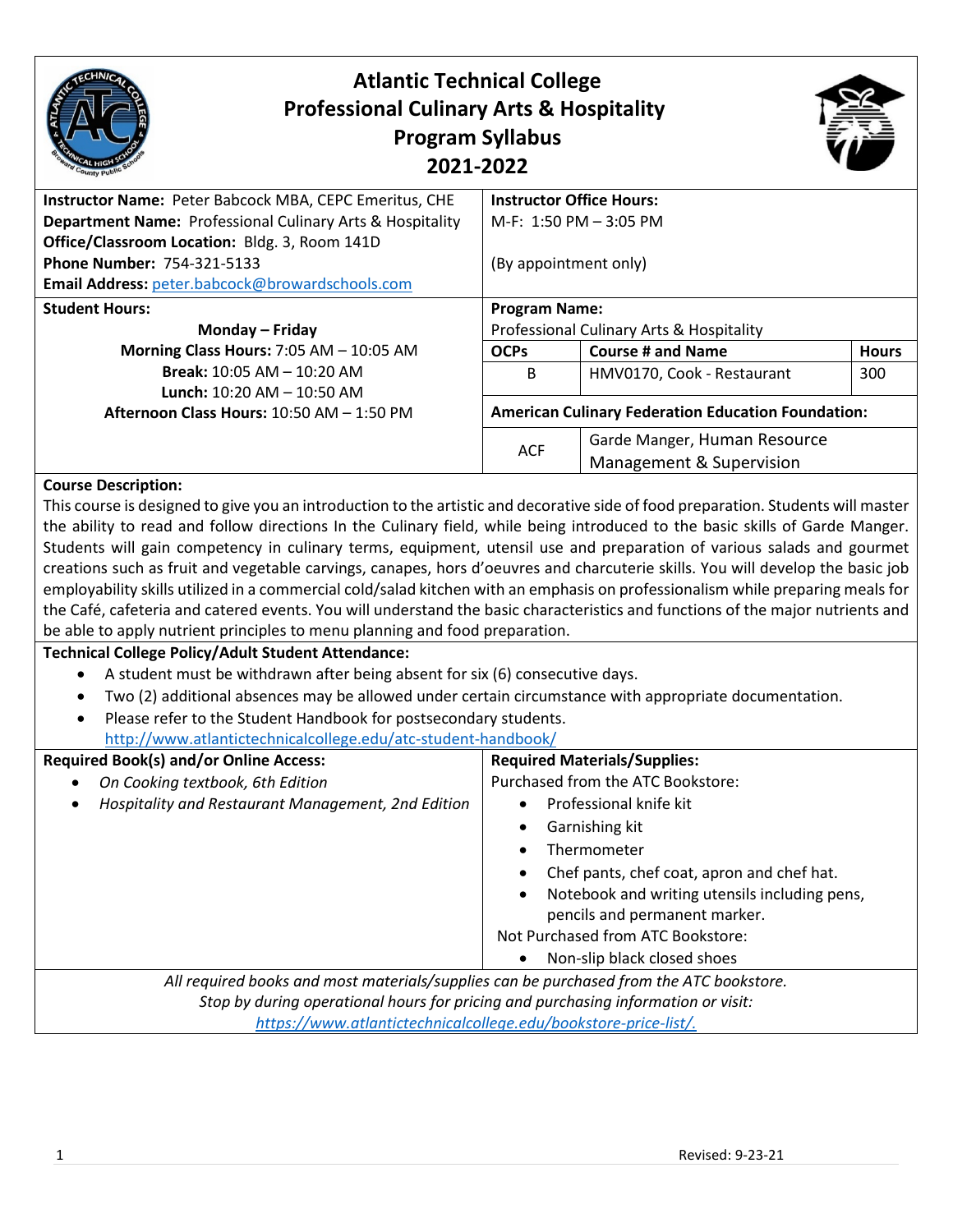# Atlantic Technical College
## Professional Culinary Arts & Hospitality
## Program Syllabus
## 2021-2022

**Instructor Name:** Peter Babcock MBA, CEPC Emeritus, CHE
**Department Name:** Professional Culinary Arts & Hospitality
**Office/Classroom Location:** Bldg. 3, Room 141D
**Phone Number:** 754-321-5133
**Email Address:** peter.babcock@browardschools.com

**Instructor Office Hours:**
M-F: 1:50 PM – 3:05 PM

(By appointment only)

**Student Hours:**

**Monday – Friday**
**Morning Class Hours:** 7:05 AM – 10:05 AM
**Break:** 10:05 AM – 10:20 AM
**Lunch:** 10:20 AM – 10:50 AM
**Afternoon Class Hours:** 10:50 AM – 1:50 PM

**Program Name:**
Professional Culinary Arts & Hospitality

| OCPs | Course # and Name | Hours |
|---|---|---|
| B | HMV0170, Cook - Restaurant | 300 |

**American Culinary Federation Education Foundation:**

| | |
|---|---|
| ACF | Garde Manger, Human Resource Management & Supervision |

**Course Description:**
This course is designed to give you an introduction to the artistic and decorative side of food preparation. Students will master the ability to read and follow directions In the Culinary field, while being introduced to the basic skills of Garde Manger. Students will gain competency in culinary terms, equipment, utensil use and preparation of various salads and gourmet creations such as fruit and vegetable carvings, canapes, hors d'oeuvres and charcuterie skills. You will develop the basic job employability skills utilized in a commercial cold/salad kitchen with an emphasis on professionalism while preparing meals for the Café, cafeteria and catered events. You will understand the basic characteristics and functions of the major nutrients and be able to apply nutrient principles to menu planning and food preparation.

**Technical College Policy/Adult Student Attendance:**
- A student must be withdrawn after being absent for six (6) consecutive days.
- Two (2) additional absences may be allowed under certain circumstance with appropriate documentation.
- Please refer to the Student Handbook for postsecondary students.
  http://www.atlantictechnicalcollege.edu/atc-student-handbook/

**Required Book(s) and/or Online Access:**
- *On Cooking textbook, 6th Edition*
- *Hospitality and Restaurant Management, 2nd Edition*

**Required Materials/Supplies:**
Purchased from the ATC Bookstore:
- Professional knife kit
- Garnishing kit
- Thermometer
- Chef pants, chef coat, apron and chef hat.
- Notebook and writing utensils including pens, pencils and permanent marker.

Not Purchased from ATC Bookstore:
- Non-slip black closed shoes

*All required books and most materials/supplies can be purchased from the ATC bookstore.*
*Stop by during operational hours for pricing and purchasing information or visit:*
*https://www.atlantictechnicalcollege.edu/bookstore-price-list/.*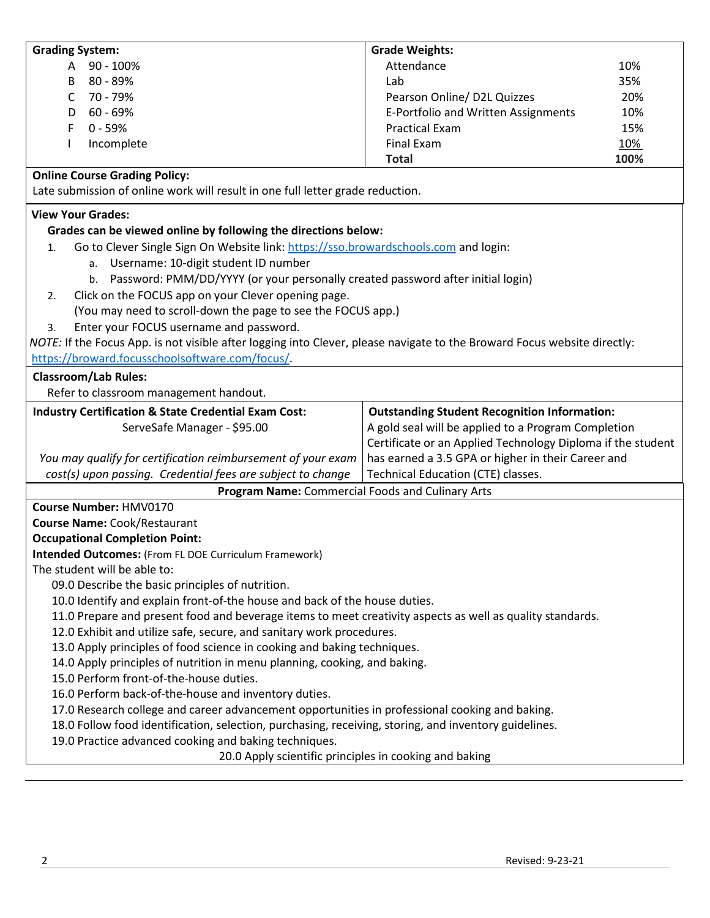| **Grading System:** | | **Grade Weights:** | |
|---|---|---|---|
| A | 90 - 100% | Attendance | 10% |
| B | 80 - 89% | Lab | 35% |
| C | 70 - 79% | Pearson Online/ D2L Quizzes | 20% |
| D | 60 - 69% | E-Portfolio and Written Assignments | 10% |
| F | 0 - 59% | Practical Exam | 15% |
| I | Incomplete | Final Exam | 10% |
| | | **Total** | **100%** |

**Online Course Grading Policy:**

Late submission of online work will result in one full letter grade reduction.

**View Your Grades:**

**Grades can be viewed online by following the directions below:**

1. Go to Clever Single Sign On Website link: https://sso.browardschools.com and login:
   a. Username: 10-digit student ID number
   b. Password: PMM/DD/YYYY (or your personally created password after initial login)
2. Click on the FOCUS app on your Clever opening page.
   (You may need to scroll-down the page to see the FOCUS app.)
3. Enter your FOCUS username and password.

*NOTE:* If the Focus App. is not visible after logging into Clever, please navigate to the Broward Focus website directly: https://broward.focusschoolsoftware.com/focus/.

**Classroom/Lab Rules:**

Refer to classroom management handout.

**Industry Certification & State Credential Exam Cost:**

ServeSafe Manager - $95.00

*You may qualify for certification reimbursement of your exam cost(s) upon passing. Credential fees are subject to change*

**Outstanding Student Recognition Information:**

A gold seal will be applied to a Program Completion Certificate or an Applied Technology Diploma if the student has earned a 3.5 GPA or higher in their Career and Technical Education (CTE) classes.

**Program Name:** Commercial Foods and Culinary Arts

**Course Number:** HMV0170

**Course Name:** Cook/Restaurant

**Occupational Completion Point:**

**Intended Outcomes:** (From FL DOE Curriculum Framework)

The student will be able to:

09.0 Describe the basic principles of nutrition.
10.0 Identify and explain front-of-the house and back of the house duties.
11.0 Prepare and present food and beverage items to meet creativity aspects as well as quality standards.
12.0 Exhibit and utilize safe, secure, and sanitary work procedures.
13.0 Apply principles of food science in cooking and baking techniques.
14.0 Apply principles of nutrition in menu planning, cooking, and baking.
15.0 Perform front-of-the-house duties.
16.0 Perform back-of-the-house and inventory duties.
17.0 Research college and career advancement opportunities in professional cooking and baking.
18.0 Follow food identification, selection, purchasing, receiving, storing, and inventory guidelines.
19.0 Practice advanced cooking and baking techniques.
20.0 Apply scientific principles in cooking and baking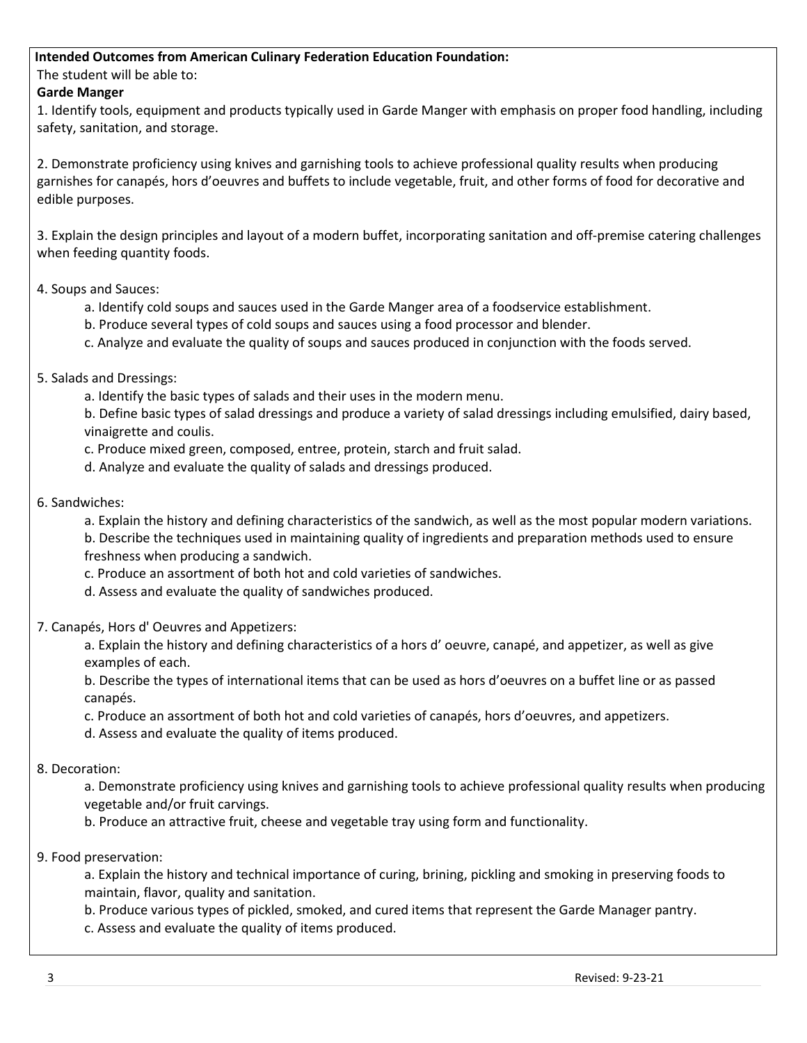**Intended Outcomes from American Culinary Federation Education Foundation:**

The student will be able to:

**Garde Manger**

1. Identify tools, equipment and products typically used in Garde Manger with emphasis on proper food handling, including safety, sanitation, and storage.

2. Demonstrate proficiency using knives and garnishing tools to achieve professional quality results when producing garnishes for canapés, hors d'oeuvres and buffets to include vegetable, fruit, and other forms of food for decorative and edible purposes.

3. Explain the design principles and layout of a modern buffet, incorporating sanitation and off-premise catering challenges when feeding quantity foods.

4. Soups and Sauces:
    - a. Identify cold soups and sauces used in the Garde Manger area of a foodservice establishment.
    - b. Produce several types of cold soups and sauces using a food processor and blender.
    - c. Analyze and evaluate the quality of soups and sauces produced in conjunction with the foods served.

5. Salads and Dressings:
    - a. Identify the basic types of salads and their uses in the modern menu.
    - b. Define basic types of salad dressings and produce a variety of salad dressings including emulsified, dairy based, vinaigrette and coulis.
    - c. Produce mixed green, composed, entree, protein, starch and fruit salad.
    - d. Analyze and evaluate the quality of salads and dressings produced.

6. Sandwiches:
    - a. Explain the history and defining characteristics of the sandwich, as well as the most popular modern variations.
    - b. Describe the techniques used in maintaining quality of ingredients and preparation methods used to ensure freshness when producing a sandwich.
    - c. Produce an assortment of both hot and cold varieties of sandwiches.
    - d. Assess and evaluate the quality of sandwiches produced.

7. Canapés, Hors d' Oeuvres and Appetizers:
    - a. Explain the history and defining characteristics of a hors d' oeuvre, canapé, and appetizer, as well as give examples of each.
    - b. Describe the types of international items that can be used as hors d'oeuvres on a buffet line or as passed canapés.
    - c. Produce an assortment of both hot and cold varieties of canapés, hors d'oeuvres, and appetizers.
    - d. Assess and evaluate the quality of items produced.

8. Decoration:
    - a. Demonstrate proficiency using knives and garnishing tools to achieve professional quality results when producing vegetable and/or fruit carvings.
    - b. Produce an attractive fruit, cheese and vegetable tray using form and functionality.

9. Food preservation:
    - a. Explain the history and technical importance of curing, brining, pickling and smoking in preserving foods to maintain, flavor, quality and sanitation.
    - b. Produce various types of pickled, smoked, and cured items that represent the Garde Manager pantry.
    - c. Assess and evaluate the quality of items produced.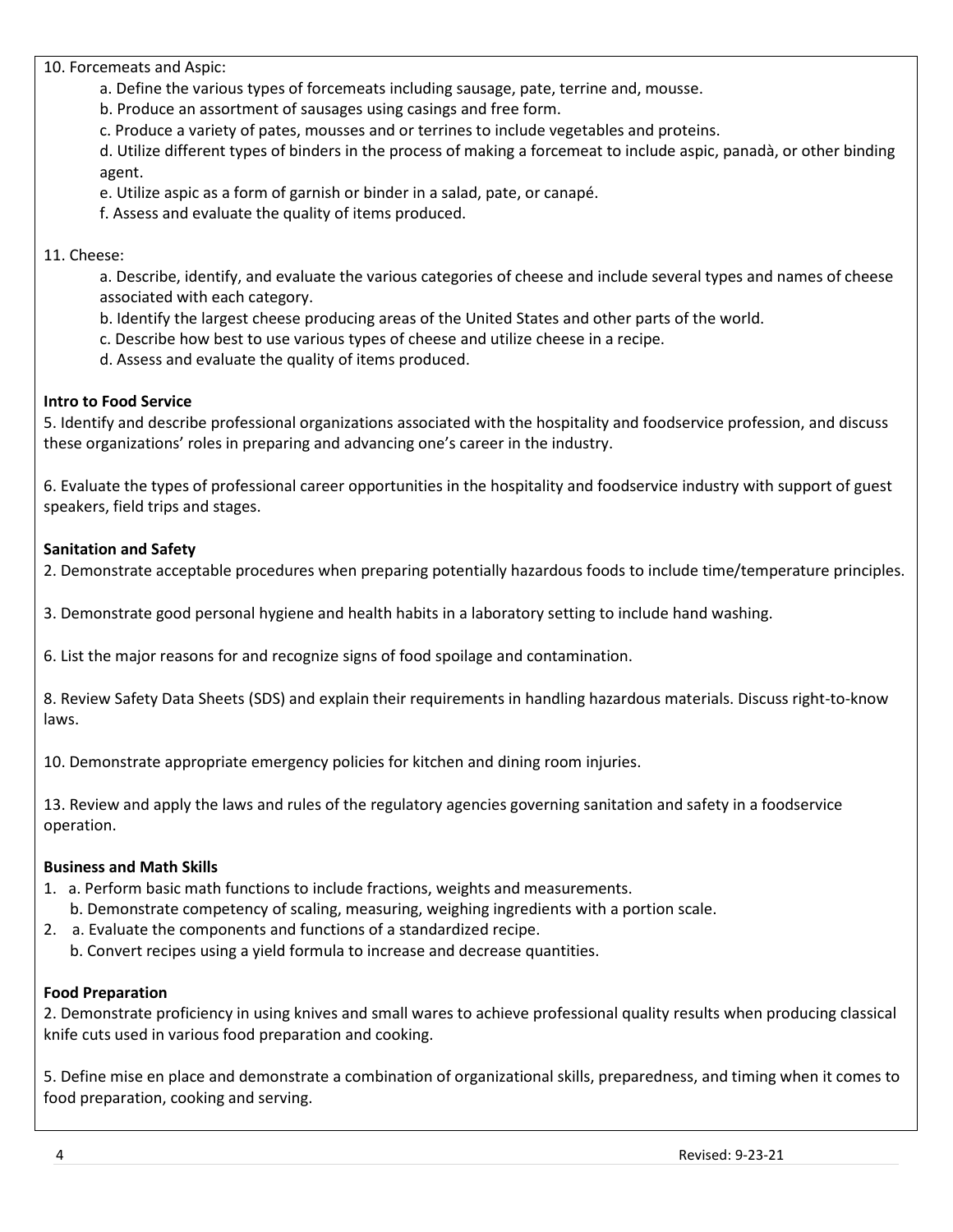10. Forcemeats and Aspic:

   a. Define the various types of forcemeats including sausage, pate, terrine and, mousse.

   b. Produce an assortment of sausages using casings and free form.

   c. Produce a variety of pates, mousses and or terrines to include vegetables and proteins.

   d. Utilize different types of binders in the process of making a forcemeat to include aspic, panadà, or other binding agent.

   e. Utilize aspic as a form of garnish or binder in a salad, pate, or canapé.

   f. Assess and evaluate the quality of items produced.

11. Cheese:

   a. Describe, identify, and evaluate the various categories of cheese and include several types and names of cheese associated with each category.

   b. Identify the largest cheese producing areas of the United States and other parts of the world.

   c. Describe how best to use various types of cheese and utilize cheese in a recipe.

   d. Assess and evaluate the quality of items produced.

**Intro to Food Service**

5. Identify and describe professional organizations associated with the hospitality and foodservice profession, and discuss these organizations' roles in preparing and advancing one's career in the industry.

6. Evaluate the types of professional career opportunities in the hospitality and foodservice industry with support of guest speakers, field trips and stages.

**Sanitation and Safety**

2. Demonstrate acceptable procedures when preparing potentially hazardous foods to include time/temperature principles.

3. Demonstrate good personal hygiene and health habits in a laboratory setting to include hand washing.

6. List the major reasons for and recognize signs of food spoilage and contamination.

8. Review Safety Data Sheets (SDS) and explain their requirements in handling hazardous materials. Discuss right-to-know laws.

10. Demonstrate appropriate emergency policies for kitchen and dining room injuries.

13. Review and apply the laws and rules of the regulatory agencies governing sanitation and safety in a foodservice operation.

**Business and Math Skills**

1. a. Perform basic math functions to include fractions, weights and measurements.

   b. Demonstrate competency of scaling, measuring, weighing ingredients with a portion scale.

2. a. Evaluate the components and functions of a standardized recipe.

   b. Convert recipes using a yield formula to increase and decrease quantities.

**Food Preparation**

2. Demonstrate proficiency in using knives and small wares to achieve professional quality results when producing classical knife cuts used in various food preparation and cooking.

5. Define mise en place and demonstrate a combination of organizational skills, preparedness, and timing when it comes to food preparation, cooking and serving.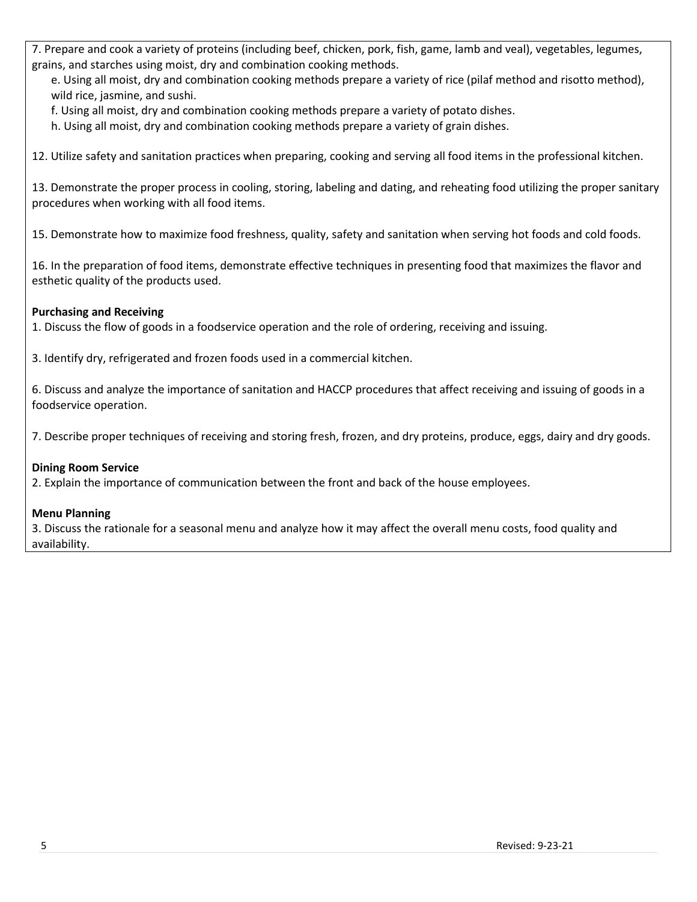7. Prepare and cook a variety of proteins (including beef, chicken, pork, fish, game, lamb and veal), vegetables, legumes, grains, and starches using moist, dry and combination cooking methods.

   e. Using all moist, dry and combination cooking methods prepare a variety of rice (pilaf method and risotto method), wild rice, jasmine, and sushi.

   f. Using all moist, dry and combination cooking methods prepare a variety of potato dishes.

   h. Using all moist, dry and combination cooking methods prepare a variety of grain dishes.

12. Utilize safety and sanitation practices when preparing, cooking and serving all food items in the professional kitchen.

13. Demonstrate the proper process in cooling, storing, labeling and dating, and reheating food utilizing the proper sanitary procedures when working with all food items.

15. Demonstrate how to maximize food freshness, quality, safety and sanitation when serving hot foods and cold foods.

16. In the preparation of food items, demonstrate effective techniques in presenting food that maximizes the flavor and esthetic quality of the products used.

**Purchasing and Receiving**

1. Discuss the flow of goods in a foodservice operation and the role of ordering, receiving and issuing.

3. Identify dry, refrigerated and frozen foods used in a commercial kitchen.

6. Discuss and analyze the importance of sanitation and HACCP procedures that affect receiving and issuing of goods in a foodservice operation.

7. Describe proper techniques of receiving and storing fresh, frozen, and dry proteins, produce, eggs, dairy and dry goods.

**Dining Room Service**

2. Explain the importance of communication between the front and back of the house employees.

**Menu Planning**

3. Discuss the rationale for a seasonal menu and analyze how it may affect the overall menu costs, food quality and availability.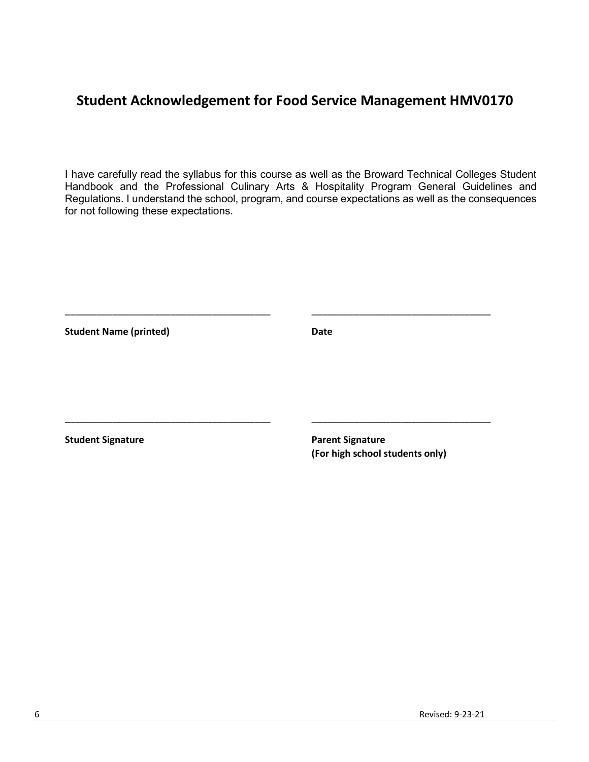## Student Acknowledgement for Food Service Management HMV0170

I have carefully read the syllabus for this course as well as the Broward Technical Colleges Student Handbook and the Professional Culinary Arts & Hospitality Program General Guidelines and Regulations. I understand the school, program, and course expectations as well as the consequences for not following these expectations.

_____________________________________ _________________________________

**Student Name (printed)** **Date**

_____________________________________ _________________________________

**Student Signature** **Parent Signature (For high school students only)**

Revised: 9-23-21